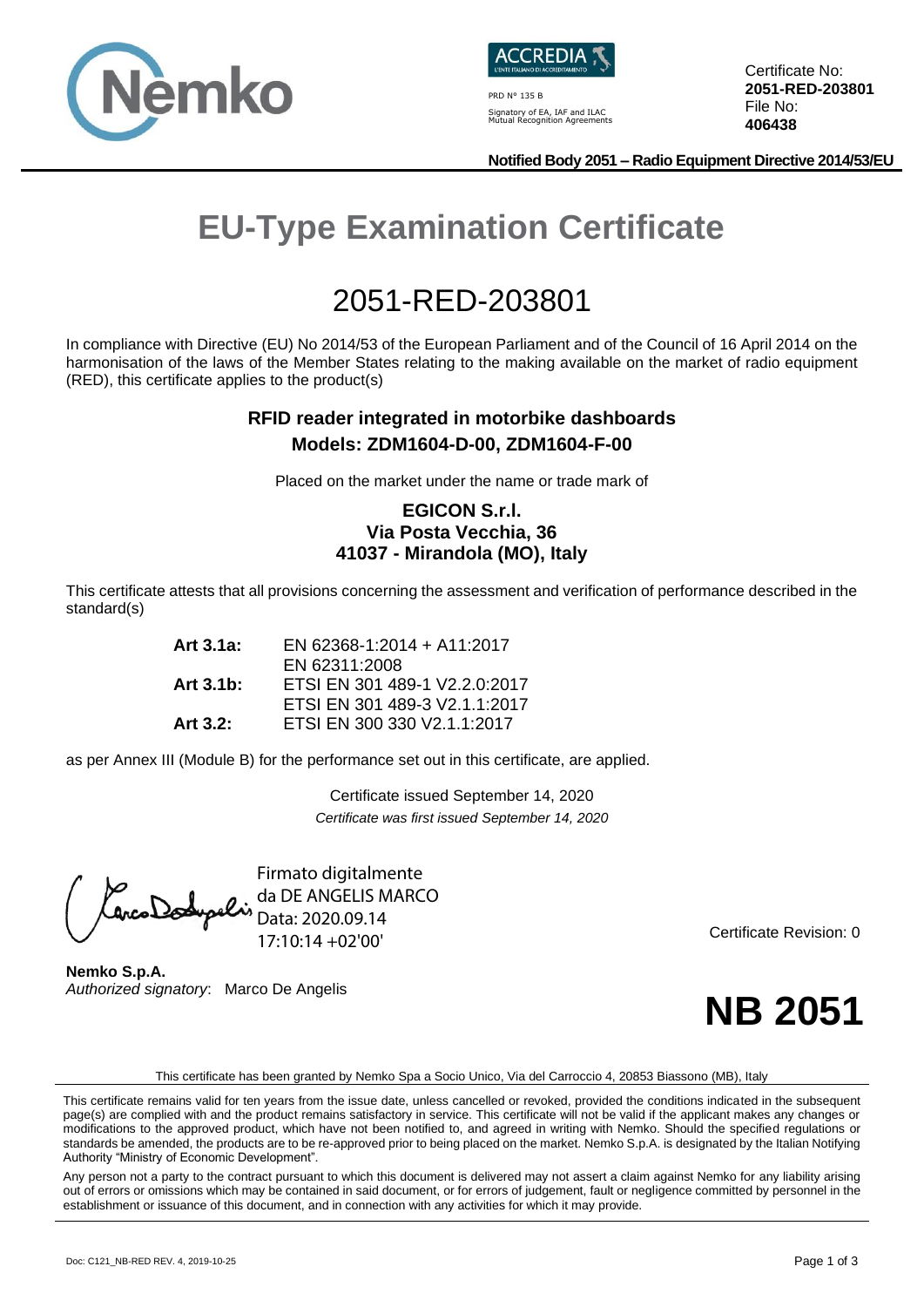PRD N° 135 B

Signatory of EA, IAF and ILAC Mutual Recognition Agreements

Certificate No: **2051-RED-203801**
File No: **406438**

**Notified Body 2051 – Radio Equipment Directive 2014/53/EU**

# EU-Type Examination Certificate

## 2051-RED-203801

In compliance with Directive (EU) No 2014/53 of the European Parliament and of the Council of 16 April 2014 on the harmonisation of the laws of the Member States relating to the making available on the market of radio equipment (RED), this certificate applies to the product(s)

**RFID reader integrated in motorbike dashboards**
**Models: ZDM1604-D-00, ZDM1604-F-00**

Placed on the market under the name or trade mark of

**EGICON S.r.l.**
**Via Posta Vecchia, 36**
**41037 - Mirandola (MO), Italy**

This certificate attests that all provisions concerning the assessment and verification of performance described in the standard(s)

| | |
|---|---|
| **Art 3.1a:** | EN 62368-1:2014 + A11:2017 |
| | EN 62311:2008 |
| **Art 3.1b:** | ETSI EN 301 489-1 V2.2.0:2017 |
| | ETSI EN 301 489-3 V2.1.1:2017 |
| **Art 3.2:** | ETSI EN 300 330 V2.1.1:2017 |

as per Annex III (Module B) for the performance set out in this certificate, are applied.

Certificate issued September 14, 2020
*Certificate was first issued September 14, 2020*

Firmato digitalmente da DE ANGELIS MARCO
Data: 2020.09.14 17:10:14 +02'00'

Certificate Revision: 0

**Nemko S.p.A.**
*Authorized signatory*: Marco De Angelis

**NB 2051**

This certificate has been granted by Nemko Spa a Socio Unico, Via del Carroccio 4, 20853 Biassono (MB), Italy

This certificate remains valid for ten years from the issue date, unless cancelled or revoked, provided the conditions indicated in the subsequent page(s) are complied with and the product remains satisfactory in service. This certificate will not be valid if the applicant makes any changes or modifications to the approved product, which have not been notified to, and agreed in writing with Nemko. Should the specified regulations or standards be amended, the products are to be re-approved prior to being placed on the market. Nemko S.p.A. is designated by the Italian Notifying Authority "Ministry of Economic Development".

Any person not a party to the contract pursuant to which this document is delivered may not assert a claim against Nemko for any liability arising out of errors or omissions which may be contained in said document, or for errors of judgement, fault or negligence committed by personnel in the establishment or issuance of this document, and in connection with any activities for which it may provide.

Doc: C121_NB-RED REV. 4, 2019-10-25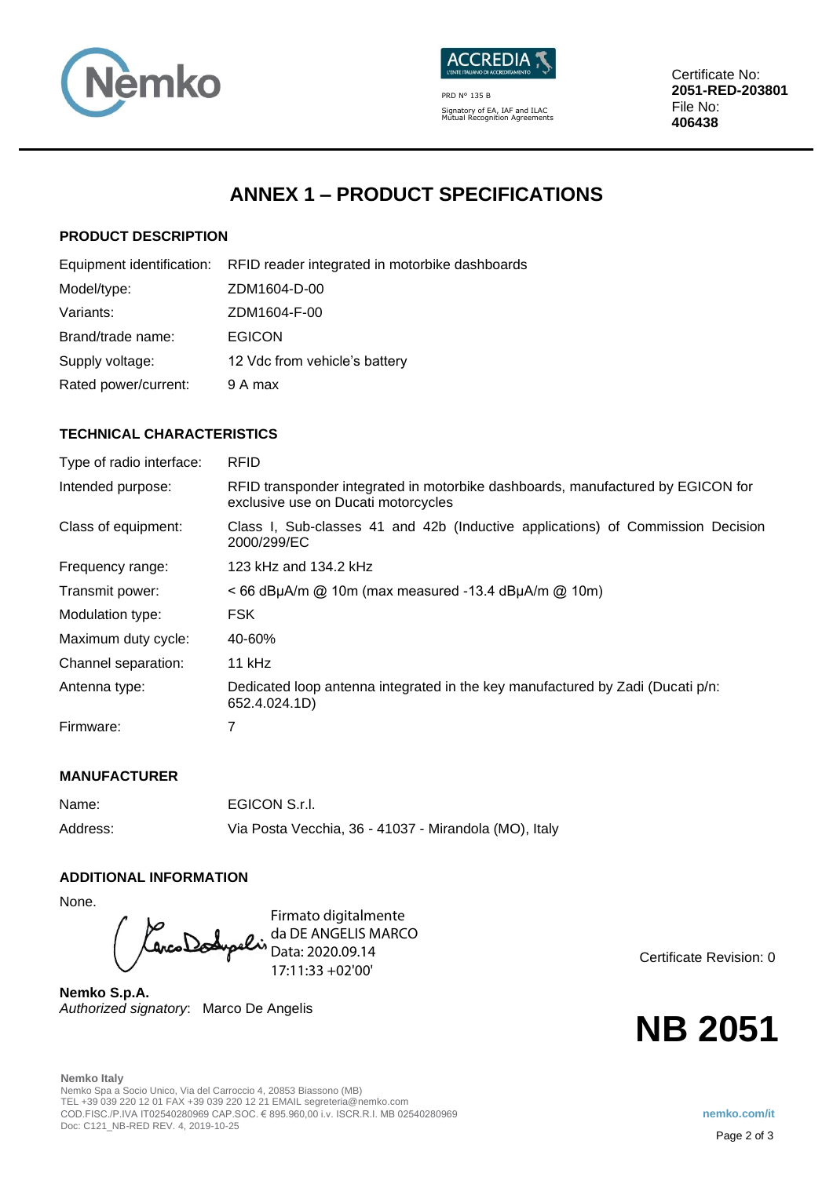Certificate No: **2051-RED-203801**
File No: **406438**

# ANNEX 1 – PRODUCT SPECIFICATIONS

### PRODUCT DESCRIPTION

| | |
|---|---|
| Equipment identification: | RFID reader integrated in motorbike dashboards |
| Model/type: | ZDM1604-D-00 |
| Variants: | ZDM1604-F-00 |
| Brand/trade name: | EGICON |
| Supply voltage: | 12 Vdc from vehicle's battery |
| Rated power/current: | 9 A max |

### TECHNICAL CHARACTERISTICS

| | |
|---|---|
| Type of radio interface: | RFID |
| Intended purpose: | RFID transponder integrated in motorbike dashboards, manufactured by EGICON for exclusive use on Ducati motorcycles |
| Class of equipment: | Class I, Sub-classes 41 and 42b (Inductive applications) of Commission Decision 2000/299/EC |
| Frequency range: | 123 kHz and 134.2 kHz |
| Transmit power: | < 66 dBµA/m @ 10m (max measured -13.4 dBµA/m @ 10m) |
| Modulation type: | FSK |
| Maximum duty cycle: | 40-60% |
| Channel separation: | 11 kHz |
| Antenna type: | Dedicated loop antenna integrated in the key manufactured by Zadi (Ducati p/n: 652.4.024.1D) |
| Firmware: | 7 |

### MANUFACTURER

| | |
|---|---|
| Name: | EGICON S.r.l. |
| Address: | Via Posta Vecchia, 36 - 41037 - Mirandola (MO), Italy |

### ADDITIONAL INFORMATION

None.

Firmato digitalmente da DE ANGELIS MARCO
Data: 2020.09.14 17:11:33 +02'00'

Certificate Revision: 0

**Nemko S.p.A.**
*Authorized signatory*: Marco De Angelis

**NB 2051**

**Nemko Italy**
Nemko Spa a Socio Unico, Via del Carroccio 4, 20853 Biassono (MB)
TEL +39 039 220 12 01 FAX +39 039 220 12 21 EMAIL segreteria@nemko.com
COD.FISC./P.IVA IT02540280969 CAP.SOC. € 895.960,00 i.v. ISCR.R.I. MB 02540280969
Doc: C121_NB-RED REV. 4, 2019-10-25

**nemko.com/it**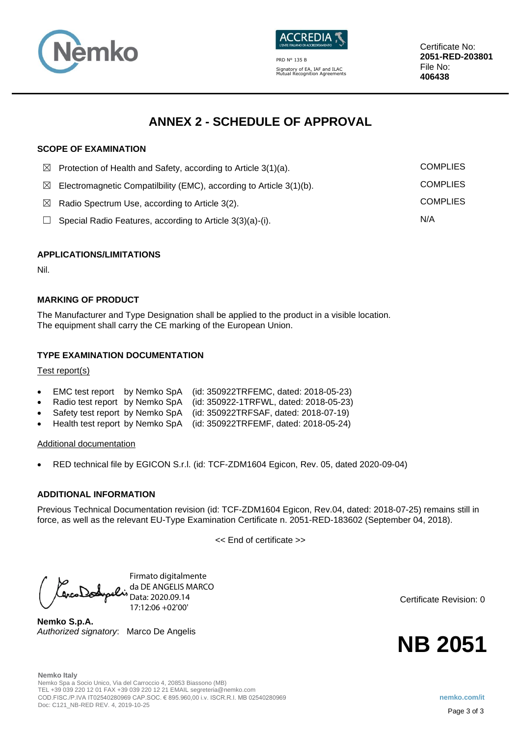Certificate No: **2051-RED-203801**
File No: **406438**

PRD N° 135 B
Signatory of EA, IAF and ILAC Mutual Recognition Agreements

# ANNEX 2 - SCHEDULE OF APPROVAL

## SCOPE OF EXAMINATION

| | | |
|---|---|---|
| ☒ | Protection of Health and Safety, according to Article 3(1)(a). | COMPLIES |
| ☒ | Electromagnetic Compatilbility (EMC), according to Article 3(1)(b). | COMPLIES |
| ☒ | Radio Spectrum Use, according to Article 3(2). | COMPLIES |
| ☐ | Special Radio Features, according to Article 3(3)(a)-(i). | N/A |

## APPLICATIONS/LIMITATIONS

Nil.

## MARKING OF PRODUCT

The Manufacturer and Type Designation shall be applied to the product in a visible location.
The equipment shall carry the CE marking of the European Union.

## TYPE EXAMINATION DOCUMENTATION

Test report(s)

- EMC test report by Nemko SpA (id: 350922TRFEMC, dated: 2018-05-23)
- Radio test report by Nemko SpA (id: 350922-1TRFWL, dated: 2018-05-23)
- Safety test report by Nemko SpA (id: 350922TRFSAF, dated: 2018-07-19)
- Health test report by Nemko SpA (id: 350922TRFEMF, dated: 2018-05-24)

Additional documentation

- RED technical file by EGICON S.r.l. (id: TCF-ZDM1604 Egicon, Rev. 05, dated 2020-09-04)

## ADDITIONAL INFORMATION

Previous Technical Documentation revision (id: TCF-ZDM1604 Egicon, Rev.04, dated: 2018-07-25) remains still in force, as well as the relevant EU-Type Examination Certificate n. 2051-RED-183602 (September 04, 2018).

<< End of certificate >>

Firmato digitalmente da DE ANGELIS MARCO
Data: 2020.09.14 17:12:06 +02'00'

**Nemko S.p.A.**
*Authorized signatory*: Marco De Angelis

Certificate Revision: 0

**NB 2051**

**Nemko Italy**
Nemko Spa a Socio Unico, Via del Carroccio 4, 20853 Biassono (MB)
TEL +39 039 220 12 01 FAX +39 039 220 12 21 EMAIL segreteria@nemko.com
COD.FISC./P.IVA IT02540280969 CAP.SOC. € 895.960,00 i.v. ISCR.R.I. MB 02540280969
Doc: C121_NB-RED REV. 4, 2019-10-25

**nemko.com/it**